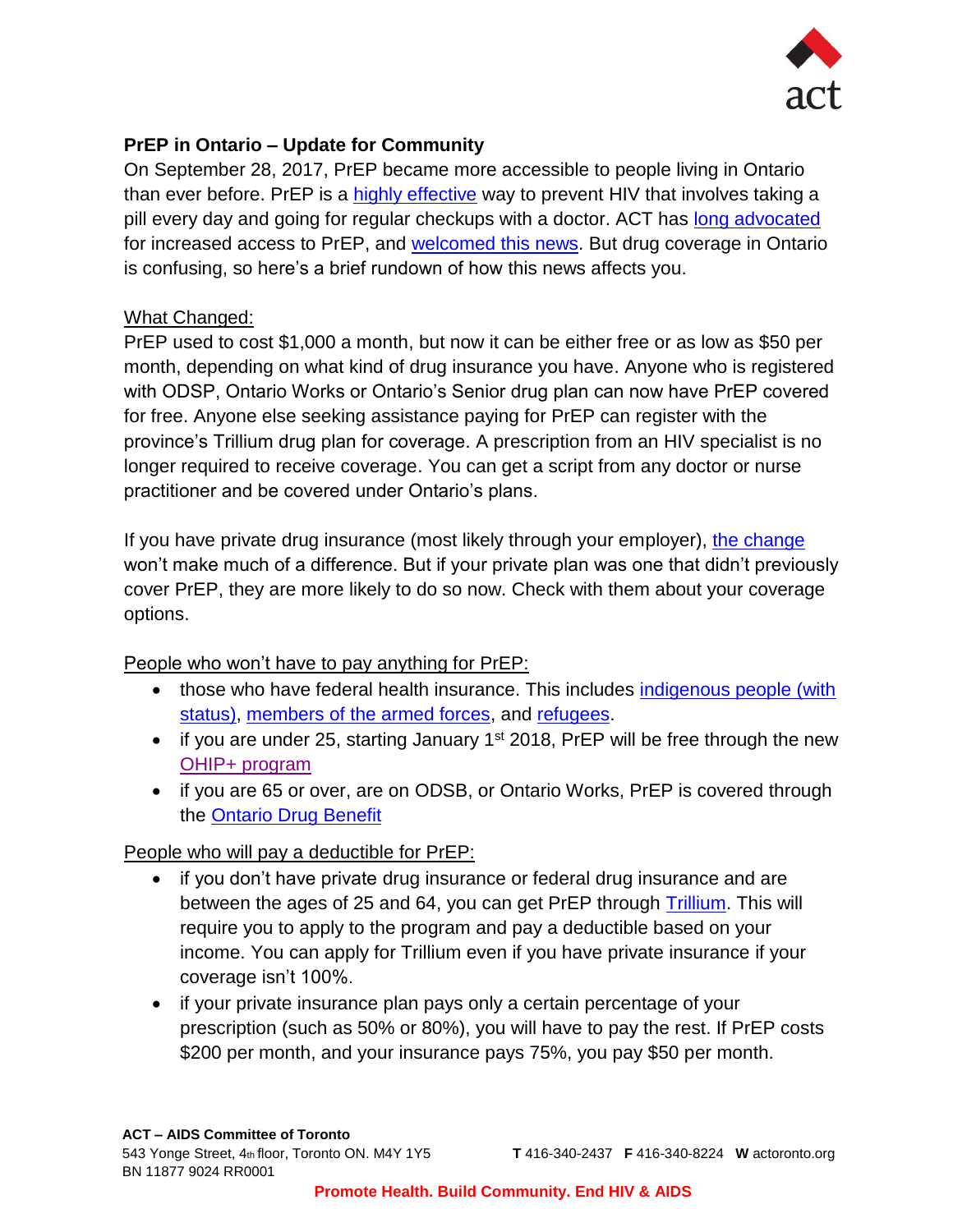## PrEP in Ontario – Update for Community

On September 28, 2017, PrEP became more accessible to people living in Ontario than ever before. PrEP is a highly effective way to prevent HIV that involves taking a pill every day and going for regular checkups with a doctor. ACT has long advocated for increased access to PrEP, and welcomed this news. But drug coverage in Ontario is confusing, so here's a brief rundown of how this news affects you.

### What Changed:

PrEP used to cost $1,000 a month, but now it can be either free or as low as $50 per month, depending on what kind of drug insurance you have. Anyone who is registered with ODSP, Ontario Works or Ontario's Senior drug plan can now have PrEP covered for free. Anyone else seeking assistance paying for PrEP can register with the province's Trillium drug plan for coverage. A prescription from an HIV specialist is no longer required to receive coverage. You can get a script from any doctor or nurse practitioner and be covered under Ontario's plans.

If you have private drug insurance (most likely through your employer), the change won't make much of a difference. But if your private plan was one that didn't previously cover PrEP, they are more likely to do so now. Check with them about your coverage options.

### People who won't have to pay anything for PrEP:

- those who have federal health insurance. This includes indigenous people (with status), members of the armed forces, and refugees.
- if you are under 25, starting January 1st 2018, PrEP will be free through the new OHIP+ program
- if you are 65 or over, are on ODSB, or Ontario Works, PrEP is covered through the Ontario Drug Benefit

### People who will pay a deductible for PrEP:

- if you don't have private drug insurance or federal drug insurance and are between the ages of 25 and 64, you can get PrEP through Trillium. This will require you to apply to the program and pay a deductible based on your income. You can apply for Trillium even if you have private insurance if your coverage isn't 100%.
- if your private insurance plan pays only a certain percentage of your prescription (such as 50% or 80%), you will have to pay the rest. If PrEP costs $200 per month, and your insurance pays 75%, you pay $50 per month.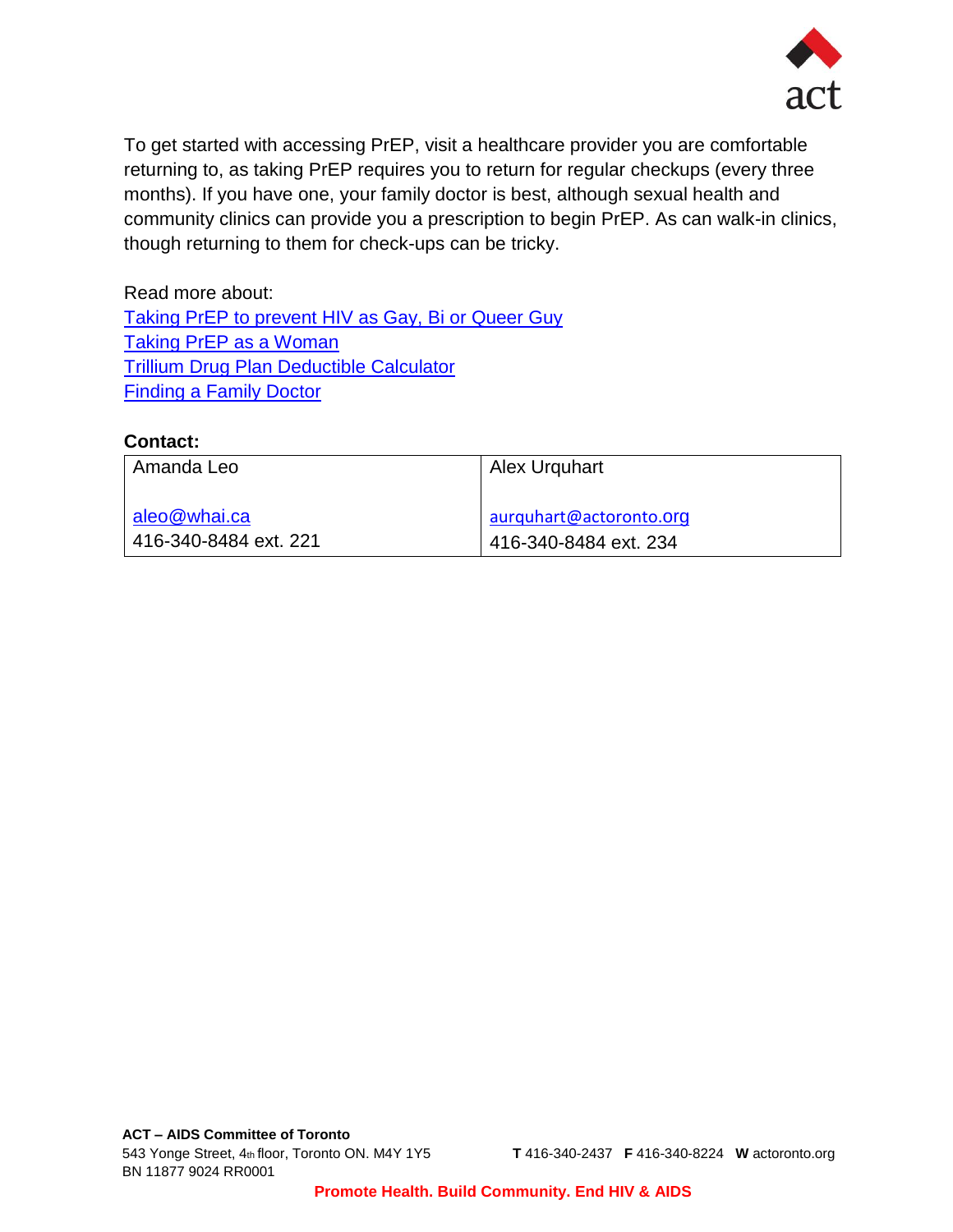To get started with accessing PrEP, visit a healthcare provider you are comfortable returning to, as taking PrEP requires you to return for regular checkups (every three months). If you have one, your family doctor is best, although sexual health and community clinics can provide you a prescription to begin PrEP. As can walk-in clinics, though returning to them for check-ups can be tricky.

Read more about:
Taking PrEP to prevent HIV as Gay, Bi or Queer Guy
Taking PrEP as a Woman
Trillium Drug Plan Deductible Calculator
Finding a Family Doctor

**Contact:**

| | |
|---|---|
| Amanda Leo<br><br>aleo@whai.ca<br>416-340-8484 ext. 221 | Alex Urquhart<br><br>aurquhart@actoronto.org<br>416-340-8484 ext. 234 |

**ACT – AIDS Committee of Toronto**
543 Yonge Street, 4th floor, Toronto ON. M4Y 1Y5
BN 11877 9024 RR0001

**T** 416-340-2437 **F** 416-340-8224 **W** actoronto.org

**Promote Health. Build Community. End HIV & AIDS**